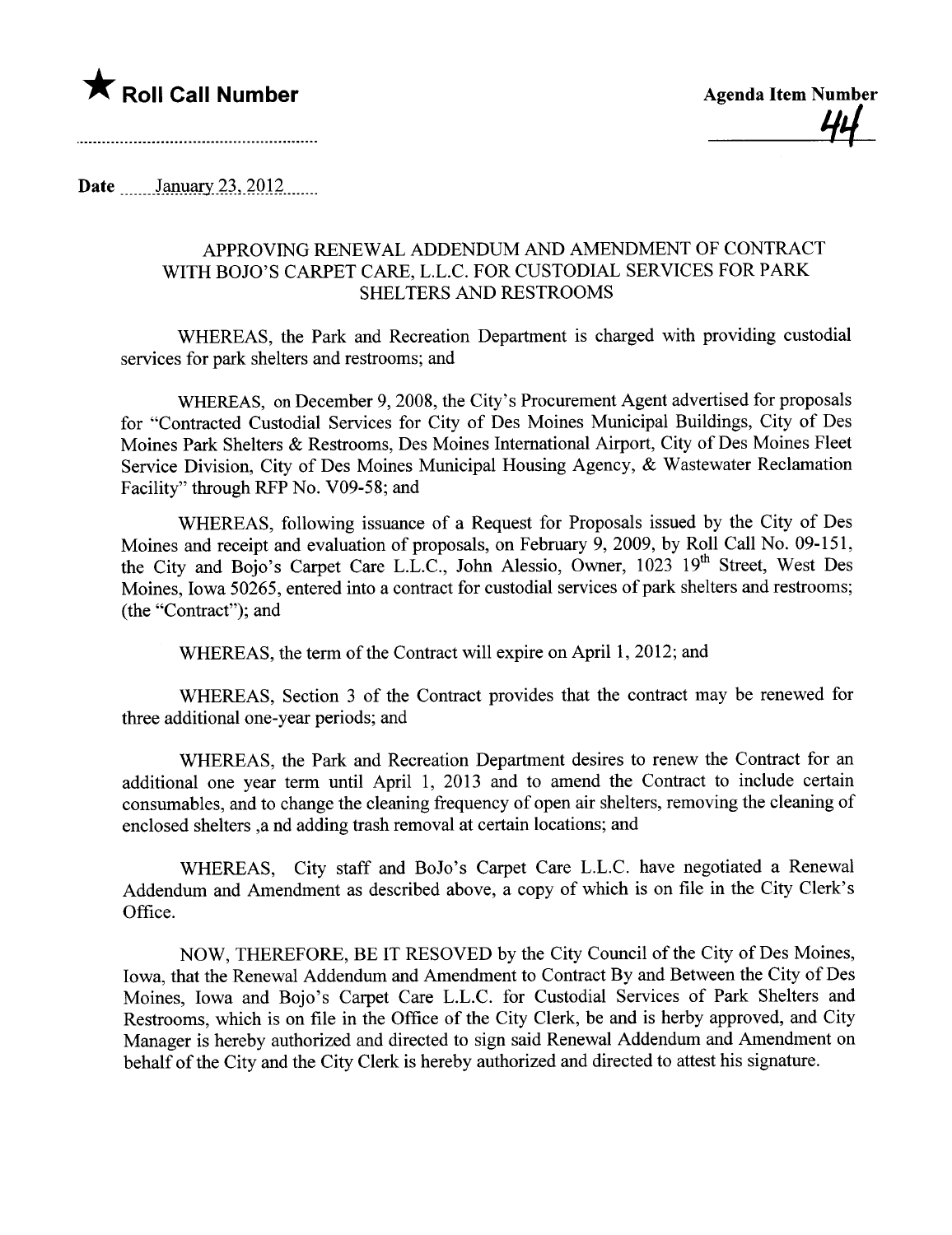★ **Roll Call Number**

**Agenda Item Number**

44

Date January 23, 2012

## APPROVING RENEWAL ADDENDUM AND AMENDMENT OF CONTRACT WITH BOJO'S CARPET CARE, L.L.C. FOR CUSTODIAL SERVICES FOR PARK SHELTERS AND RESTROOMS

WHEREAS, the Park and Recreation Department is charged with providing custodial services for park shelters and restrooms; and

WHEREAS, on December 9, 2008, the City's Procurement Agent advertised for proposals for "Contracted Custodial Services for City of Des Moines Municipal Buildings, City of Des Moines Park Shelters & Restrooms, Des Moines International Airport, City of Des Moines Fleet Service Division, City of Des Moines Municipal Housing Agency, & Wastewater Reclamation Facility" through RFP No. V09-58; and

WHEREAS, following issuance of a Request for Proposals issued by the City of Des Moines and receipt and evaluation of proposals, on February 9, 2009, by Roll Call No. 09-151, the City and Bojo's Carpet Care L.L.C., John Alessio, Owner, 1023 19th Street, West Des Moines, Iowa 50265, entered into a contract for custodial services of park shelters and restrooms; (the "Contract"); and

WHEREAS, the term of the Contract will expire on April 1, 2012; and

WHEREAS, Section 3 of the Contract provides that the contract may be renewed for three additional one-year periods; and

WHEREAS, the Park and Recreation Department desires to renew the Contract for an additional one year term until April 1, 2013 and to amend the Contract to include certain consumables, and to change the cleaning frequency of open air shelters, removing the cleaning of enclosed shelters ,a nd adding trash removal at certain locations; and

WHEREAS, City staff and BoJo's Carpet Care L.L.C. have negotiated a Renewal Addendum and Amendment as described above, a copy of which is on file in the City Clerk's Office.

NOW, THEREFORE, BE IT RESOVED by the City Council of the City of Des Moines, Iowa, that the Renewal Addendum and Amendment to Contract By and Between the City of Des Moines, Iowa and Bojo's Carpet Care L.L.C. for Custodial Services of Park Shelters and Restrooms, which is on file in the Office of the City Clerk, be and is herby approved, and City Manager is hereby authorized and directed to sign said Renewal Addendum and Amendment on behalf of the City and the City Clerk is hereby authorized and directed to attest his signature.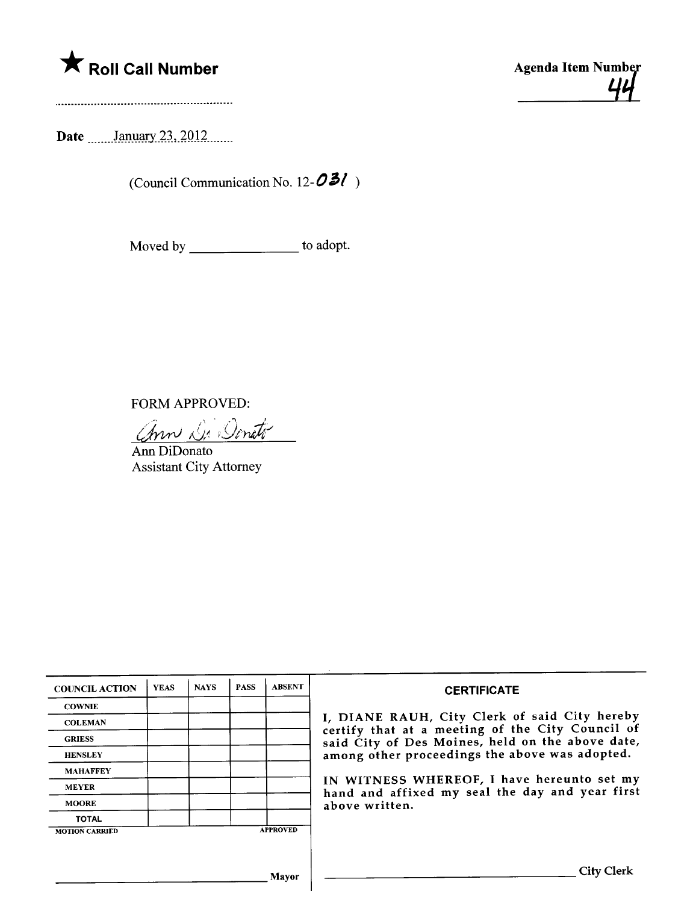★ **Roll Call Number**

..........................................................

Agenda Item Number
44

Date ......January 23, 2012.......

(Council Communication No. 12-031 )

Moved by ________________ to adopt.

FORM APPROVED:

Ann DiDonato
Assistant City Attorney

| COUNCIL ACTION | YEAS | NAYS | PASS | ABSENT |
|---|---|---|---|---|
| COWNIE | | | | |
| COLEMAN | | | | |
| GRIESS | | | | |
| HENSLEY | | | | |
| MAHAFFEY | | | | |
| MEYER | | | | |
| MOORE | | | | |
| TOTAL | | | | |
| MOTION CARRIED | | | | APPROVED |

________________________________ Mayor

**CERTIFICATE**

I, DIANE RAUH, City Clerk of said City hereby certify that at a meeting of the City Council of said City of Des Moines, held on the above date, among other proceedings the above was adopted.

IN WITNESS WHEREOF, I have hereunto set my hand and affixed my seal the day and year first above written.

________________________________ City Clerk